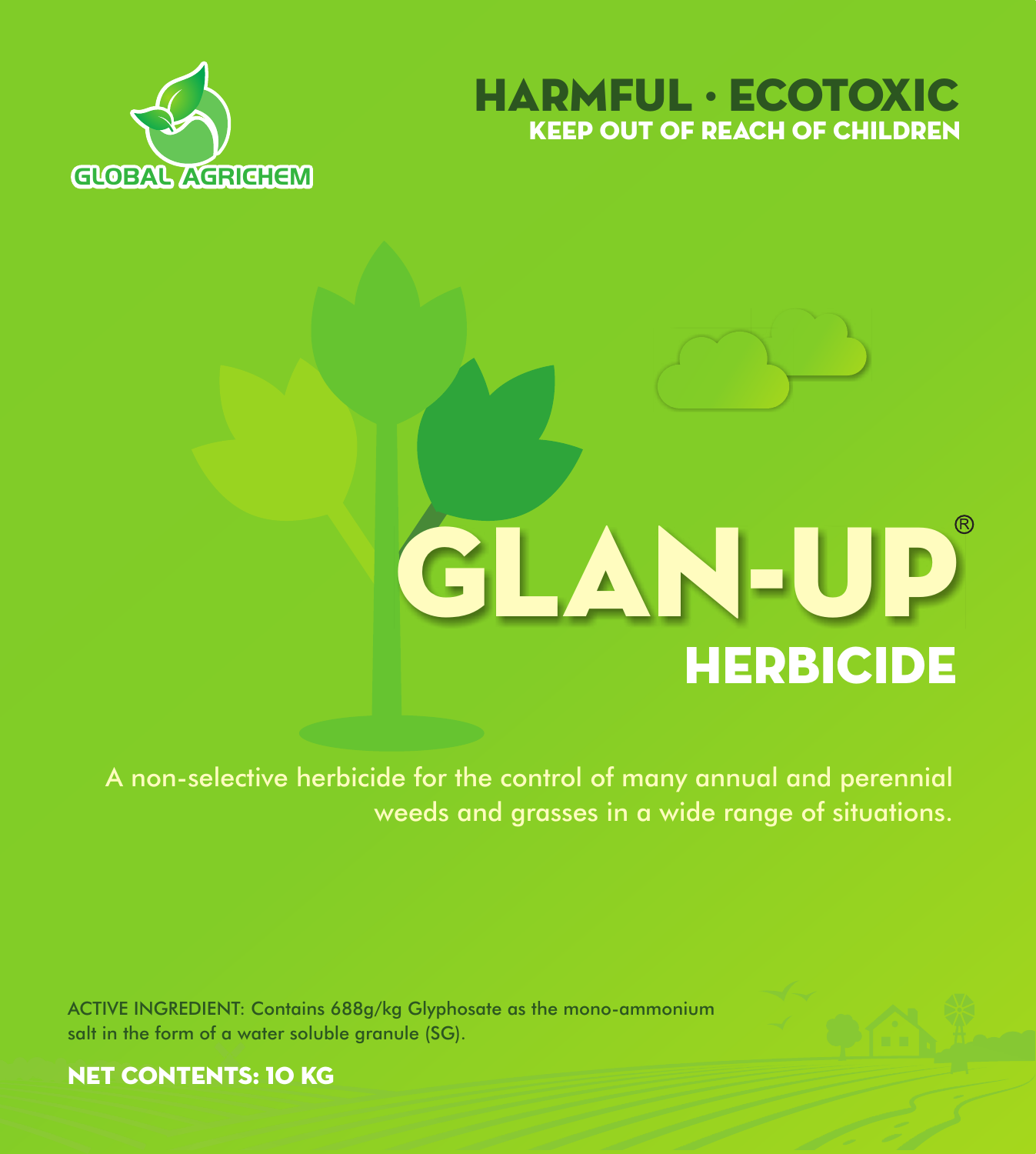GLOBAL AGRICHEM

**HARMFUL · ECOTOXIC**
**KEEP OUT OF REACH OF CHILDREN**

# GLAN-UP®

## HERBICIDE

A non-selective herbicide for the control of many annual and perennial weeds and grasses in a wide range of situations.

ACTIVE INGREDIENT: Contains 688g/kg Glyphosate as the mono-ammonium salt in the form of a water soluble granule (SG).

**NET CONTENTS: 10 KG**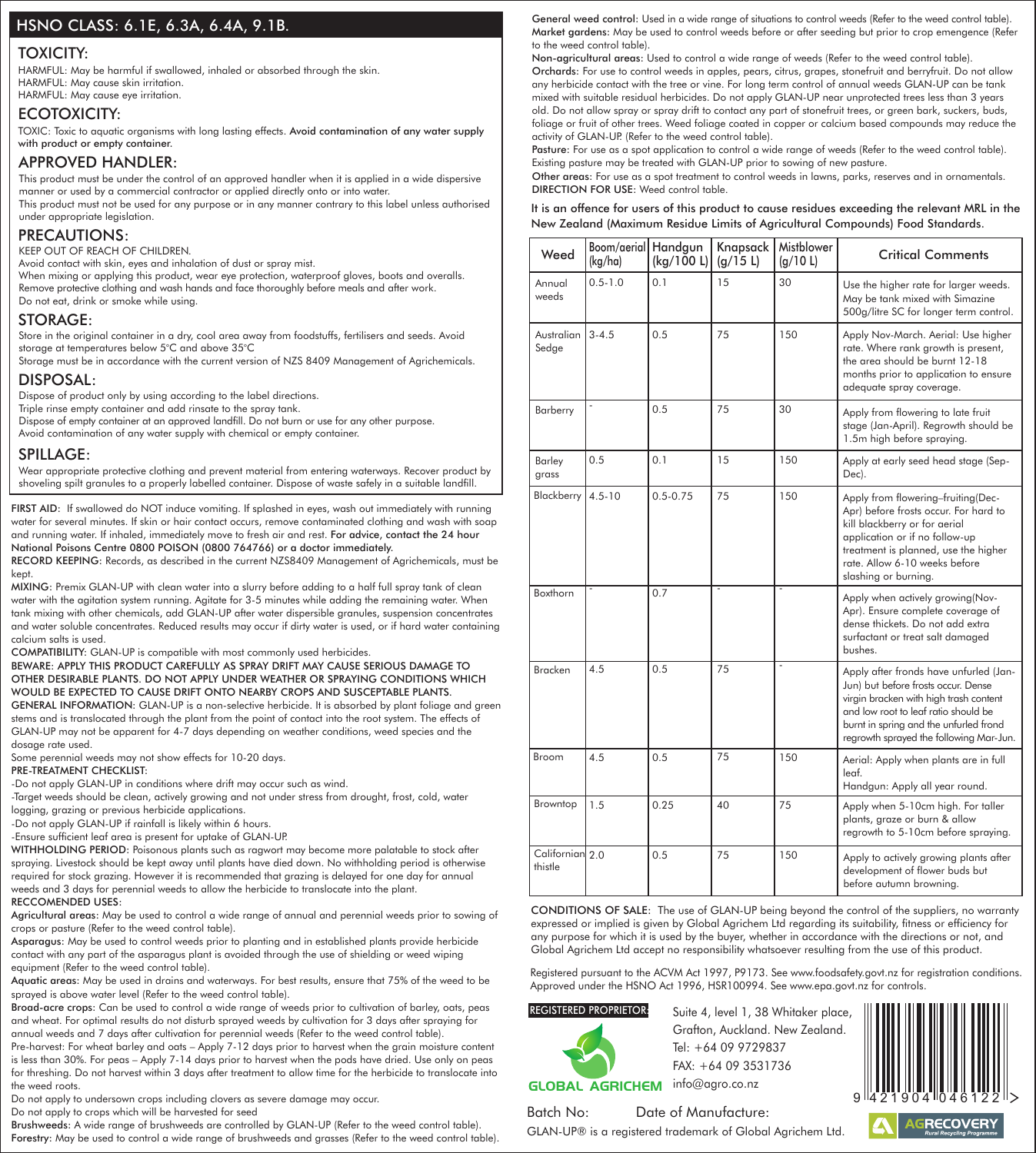## HSNO CLASS: 6.1E, 6.3A, 6.4A, 9.1B.

### TOXICITY:

HARMFUL: May be harmful if swallowed, inhaled or absorbed through the skin.
HARMFUL: May cause skin irritation.
HARMFUL: May cause eye irritation.

### ECOTOXICITY:

TOXIC: Toxic to aquatic organisms with long lasting effects. **Avoid contamination of any water supply with product or empty container.**

### APPROVED HANDLER:

This product must be under the control of an approved handler when it is applied in a wide dispersive manner or used by a commercial contractor or applied directly onto or into water.
This product must not be used for any purpose or in any manner contrary to this label unless authorised under appropriate legislation.

### PRECAUTIONS:

KEEP OUT OF REACH OF CHILDREN.
Avoid contact with skin, eyes and inhalation of dust or spray mist.
When mixing or applying this product, wear eye protection, waterproof gloves, boots and overalls. Remove protective clothing and wash hands and face thoroughly before meals and after work.
Do not eat, drink or smoke while using.

### STORAGE:

Store in the original container in a dry, cool area away from foodstuffs, fertilisers and seeds. Avoid storage at temperatures below 5°C and above 35°C
Storage must be in accordance with the current version of NZS 8409 Management of Agrichemicals.

### DISPOSAL:

Dispose of product only by using according to the label directions.
Triple rinse empty container and add rinsate to the spray tank.
Dispose of empty container at an approved landfill. Do not burn or use for any other purpose.
Avoid contamination of any water supply with chemical or empty container.

### SPILLAGE:

Wear appropriate protective clothing and prevent material from entering waterways. Recover product by shoveling spilt granules to a properly labelled container. Dispose of waste safely in a suitable landfill.

**FIRST AID:** If swallowed do NOT induce vomiting. If splashed in eyes, wash out immediately with running water for several minutes. If skin or hair contact occurs, remove contaminated clothing and wash with soap and running water. If inhaled, immediately move to fresh air and rest. **For advice, contact the 24 hour National Poisons Centre 0800 POISON (0800 764766) or a doctor immediately.**

**RECORD KEEPING:** Records, as described in the current NZS8409 Management of Agrichemicals, must be kept.

**MIXING:** Premix GLAN-UP with clean water into a slurry before adding to a half full spray tank of clean water with the agitation system running. Agitate for 3-5 minutes while adding the remaining water. When tank mixing with other chemicals, add GLAN-UP after water dispersible granules, suspension concentrates and water soluble concentrates. Reduced results may occur if dirty water is used, or if hard water containing calcium salts is used.

**COMPATIBILITY:** GLAN-UP is compatible with most commonly used herbicides.

**BEWARE: APPLY THIS PRODUCT CAREFULLY AS SPRAY DRIFT MAY CAUSE SERIOUS DAMAGE TO OTHER DESIRABLE PLANTS. DO NOT APPLY UNDER WEATHER OR SPRAYING CONDITIONS WHICH WOULD BE EXPECTED TO CAUSE DRIFT ONTO NEARBY CROPS AND SUSCEPTABLE PLANTS.**

**GENERAL INFORMATION:** GLAN-UP is a non-selective herbicide. It is absorbed by plant foliage and green stems and is translocated through the plant from the point of contact into the root system. The effects of GLAN-UP may not be apparent for 4-7 days depending on weather conditions, weed species and the dosage rate used.
Some perennial weeds may not show effects for 10-20 days.

**PRE-TREATMENT CHECKLIST:**
-Do not apply GLAN-UP in conditions where drift may occur such as wind.
-Target weeds should be clean, actively growing and not under stress from drought, frost, cold, water logging, grazing or previous herbicide applications.
-Do not apply GLAN-UP if rainfall is likely within 6 hours.
-Ensure sufficient leaf area is present for uptake of GLAN-UP.

**WITHHOLDING PERIOD:** Poisonous plants such as ragwort may become more palatable to stock after spraying. Livestock should be kept away until plants have died down. No withholding period is otherwise required for stock grazing. However it is recommended that grazing is delayed for one day for annual weeds and 3 days for perennial weeds to allow the herbicide to translocate into the plant.

**RECCOMENDED USES:**

**Agricultural areas:** May be used to control a wide range of annual and perennial weeds prior to sowing of crops or pasture (Refer to the weed control table).

**Asparagus:** May be used to control weeds prior to planting and in established plants provide herbicide contact with any part of the asparagus plant is avoided through the use of shielding or weed wiping equipment (Refer to the weed control table).

**Aquatic areas:** May be used in drains and waterways. For best results, ensure that 75% of the weed to be sprayed is above water level (Refer to the weed control table).

**Broad-acre crops:** Can be used to control a wide range of weeds prior to cultivation of barley, oats, peas and wheat. For optimal results do not disturb sprayed weeds by cultivation for 3 days after spraying for annual weeds and 7 days after cultivation for perennial weeds (Refer to the weed control table).
Pre-harvest: For wheat barley and oats – Apply 7-12 days prior to harvest when the grain moisture content is less than 30%. For peas – Apply 7-14 days prior to harvest when the pods have dried. Use only on peas for threshing. Do not harvest within 3 days after treatment to allow time for the herbicide to translocate into the weed roots.
Do not apply to undersown crops including clovers as severe damage may occur.
Do not apply to crops which will be harvested for seed

**Brushweeds:** A wide range of brushweeds are controlled by GLAN-UP (Refer to the weed control table).

**Forestry:** May be used to control a wide range of brushweeds and grasses (Refer to the weed control table).

**General weed control:** Used in a wide range of situations to control weeds (Refer to the weed control table).

**Market gardens:** May be used to control weeds before or after seeding but prior to crop emergence (Refer to the weed control table).

**Non-agricultural areas:** Used to control a wide range of weeds (Refer to the weed control table).

**Orchards:** For use to control weeds in apples, pears, citrus, grapes, stonefruit and berryfruit. Do not allow any herbicide contact with the tree or vine. For long term control of annual weeds GLAN-UP can be tank mixed with suitable residual herbicides. Do not apply GLAN-UP near unprotected trees less than 3 years old. Do not allow spray or spray drift to contact any part of stonefruit trees, or green bark, suckers, buds, foliage or fruit of other trees. Weed foliage coated in copper or calcium based compounds may reduce the activity of GLAN-UP. (Refer to the weed control table).

**Pasture:** For use as a spot application to control a wide range of weeds (Refer to the weed control table). Existing pasture may be treated with GLAN-UP prior to sowing of new pasture.

**Other areas:** For use as a spot treatment to control weeds in lawns, parks, reserves and in ornamentals.

**DIRECTION FOR USE:** Weed control table.

It is an offence for users of this product to cause residues exceeding the relevant MRL in the New Zealand (Maximum Residue Limits of Agricultural Compounds) Food Standards.

| Weed | Boom/aerial (kg/ha) | Handgun (kg/100 L) | Knapsack (g/15 L) | Mistblower (g/10 L) | Critical Comments |
|---|---|---|---|---|---|
| Annual weeds | 0.5-1.0 | 0.1 | 15 | 30 | Use the higher rate for larger weeds. May be tank mixed with Simazine 500g/litre SC for longer term control. |
| Australian Sedge | 3-4.5 | 0.5 | 75 | 150 | Apply Nov-March. Aerial: Use higher rate. Where rank growth is present, the area should be burnt 12-18 months prior to application to ensure adequate spray coverage. |
| Barberry | - | 0.5 | 75 | 30 | Apply from flowering to late fruit stage (Jan-April). Regrowth should be 1.5m high before spraying. |
| Barley grass | 0.5 | 0.1 | 15 | 150 | Apply at early seed head stage (Sep-Dec). |
| Blackberry | 4.5-10 | 0.5-0.75 | 75 | 150 | Apply from flowering–fruiting(Dec-Apr) before frosts occur. For hard to kill blackberry or for aerial application or if no follow-up treatment is planned, use the higher rate. Allow 6-10 weeks before slashing or burning. |
| Boxthorn | - | 0.7 | - | - | Apply when actively growing(Nov-Apr). Ensure complete coverage of dense thickets. Do not add extra surfactant or treat salt damaged bushes. |
| Bracken | 4.5 | 0.5 | 75 | - | Apply after fronds have unfurled (Jan-Jun) but before frosts occur. Dense virgin bracken with high trash content and low root to leaf ratio should be burnt in spring and the unfurled frond regrowth sprayed the following Mar-Jun. |
| Broom | 4.5 | 0.5 | 75 | 150 | Aerial: Apply when plants are in full leaf.<br>Handgun: Apply all year round. |
| Browntop | 1.5 | 0.25 | 40 | 75 | Apply when 5-10cm high. For taller plants, graze or burn & allow regrowth to 5-10cm before spraying. |
| Californian thistle | 2.0 | 0.5 | 75 | 150 | Apply to actively growing plants after development of flower buds but before autumn browning. |

**CONDITIONS OF SALE:** The use of GLAN-UP being beyond the control of the suppliers, no warranty expressed or implied is given by Global Agrichem Ltd regarding its suitability, fitness or efficiency for any purpose for which it is used by the buyer, whether in accordance with the directions or not, and Global Agrichem Ltd accept no responsibility whatsoever resulting from the use of this product.

Registered pursuant to the ACVM Act 1997, P9173. See www.foodsafety.govt.nz for registration conditions. Approved under the HSNO Act 1996, HSR100994. See www.epa.govt.nz for controls.

REGISTERED PROPRIETOR:

GLOBAL AGRICHEM

Suite 4, level 1, 38 Whitaker place,
Grafton, Auckland. New Zealand.
Tel: +64 09 9729837
FAX: +64 09 3531736
info@agro.co.nz

9 421904 046122

Batch No: Date of Manufacture:

GLAN-UP® is a registered trademark of Global Agrichem Ltd.

AGRECOVERY Rural Recycling Programme